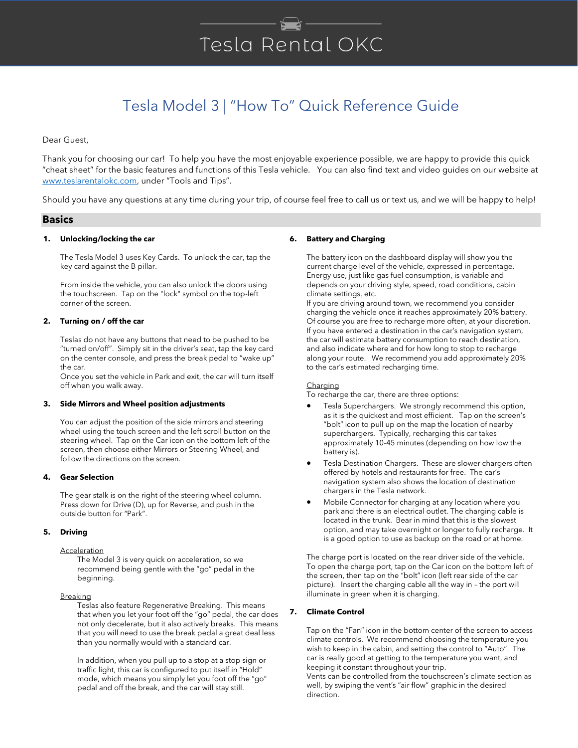# Tesla Rental OKC

## Tesla Model 3 | "How To" Quick Reference Guide

Dear Guest,

Thank you for choosing our car! To help you have the most enjoyable experience possible, we are happy to provide this quick "cheat sheet" for the basic features and functions of this Tesla vehicle. You can also find text and video guides on our website at www.teslarentalokc.com, under "Tools and Tips".

Should you have any questions at any time during your trip, of course feel free to call us or text us, and we will be happy to help!

## Basics

### 1. Unlocking/locking the car

The Tesla Model 3 uses Key Cards. To unlock the car, tap the key card against the B pillar.

From inside the vehicle, you can also unlock the doors using the touchscreen. Tap on the "lock" symbol on the top-left corner of the screen.

### 2. Turning on / off the car

Teslas do not have any buttons that need to be pushed to be "turned on/off". Simply sit in the driver's seat, tap the key card on the center console, and press the break pedal to "wake up" the car.
Once you set the vehicle in Park and exit, the car will turn itself off when you walk away.

### 3. Side Mirrors and Wheel position adjustments

You can adjust the position of the side mirrors and steering wheel using the touch screen and the left scroll button on the steering wheel. Tap on the Car icon on the bottom left of the screen, then choose either Mirrors or Steering Wheel, and follow the directions on the screen.

### 4. Gear Selection

The gear stalk is on the right of the steering wheel column. Press down for Drive (D), up for Reverse, and push in the outside button for "Park".

### 5. Driving

Acceleration

The Model 3 is very quick on acceleration, so we recommend being gentle with the "go" pedal in the beginning.

Breaking

Teslas also feature Regenerative Breaking. This means that when you let your foot off the "go" pedal, the car does not only decelerate, but it also actively breaks. This means that you will need to use the break pedal a great deal less than you normally would with a standard car.

In addition, when you pull up to a stop at a stop sign or traffic light, this car is configured to put itself in "Hold" mode, which means you simply let you foot off the "go" pedal and off the break, and the car will stay still.

### 6. Battery and Charging

The battery icon on the dashboard display will show you the current charge level of the vehicle, expressed in percentage. Energy use, just like gas fuel consumption, is variable and depends on your driving style, speed, road conditions, cabin climate settings, etc.
If you are driving around town, we recommend you consider charging the vehicle once it reaches approximately 20% battery. Of course you are free to recharge more often, at your discretion.
If you have entered a destination in the car's navigation system, the car will estimate battery consumption to reach destination, and also indicate where and for how long to stop to recharge along your route. We recommend you add approximately 20% to the car's estimated recharging time.

Charging

To recharge the car, there are three options:

- Tesla Superchargers. We strongly recommend this option, as it is the quickest and most efficient. Tap on the screen's "bolt" icon to pull up on the map the location of nearby superchargers. Typically, recharging this car takes approximately 10-45 minutes (depending on how low the battery is).
- Tesla Destination Chargers. These are slower chargers often offered by hotels and restaurants for free. The car's navigation system also shows the location of destination chargers in the Tesla network.
- Mobile Connector for charging at any location where you park and there is an electrical outlet. The charging cable is located in the trunk. Bear in mind that this is the slowest option, and may take overnight or longer to fully recharge. It is a good option to use as backup on the road or at home.

The charge port is located on the rear driver side of the vehicle. To open the charge port, tap on the Car icon on the bottom left of the screen, then tap on the "bolt" icon (left rear side of the car picture). Insert the charging cable all the way in – the port will illuminate in green when it is charging.

### 7. Climate Control

Tap on the "Fan" icon in the bottom center of the screen to access climate controls. We recommend choosing the temperature you wish to keep in the cabin, and setting the control to "Auto". The car is really good at getting to the temperature you want, and keeping it constant throughout your trip.
Vents can be controlled from the touchscreen's climate section as well, by swiping the vent's "air flow" graphic in the desired direction.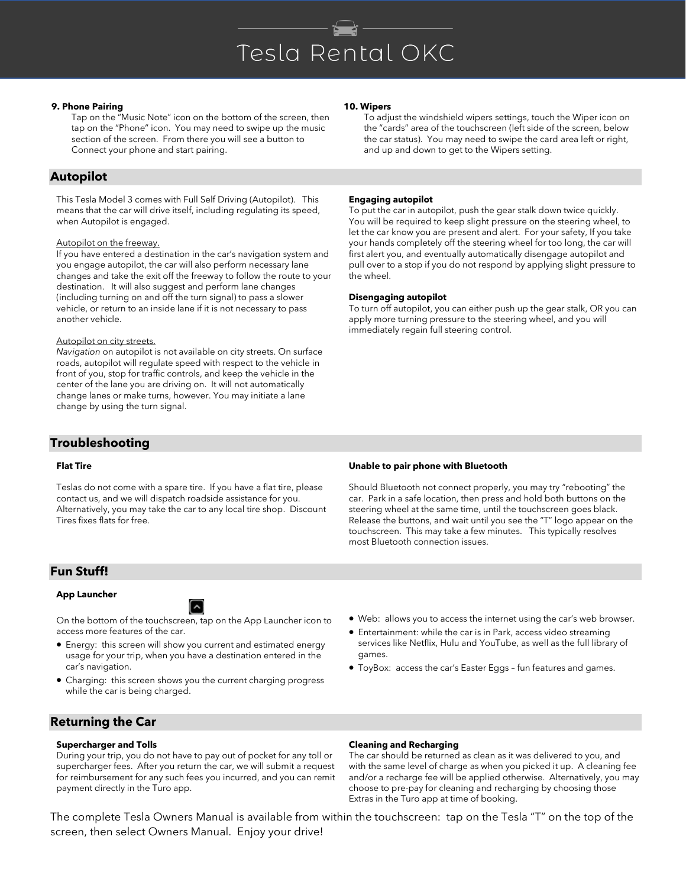# Tesla Rental OKC

**9. Phone Pairing**

Tap on the "Music Note" icon on the bottom of the screen, then tap on the "Phone" icon. You may need to swipe up the music section of the screen. From there you will see a button to Connect your phone and start pairing.

**10. Wipers**

To adjust the windshield wipers settings, touch the Wiper icon on the "cards" area of the touchscreen (left side of the screen, below the car status). You may need to swipe the card area left or right, and up and down to get to the Wipers setting.

## Autopilot

This Tesla Model 3 comes with Full Self Driving (Autopilot). This means that the car will drive itself, including regulating its speed, when Autopilot is engaged.

Autopilot on the freeway.

If you have entered a destination in the car's navigation system and you engage autopilot, the car will also perform necessary lane changes and take the exit off the freeway to follow the route to your destination. It will also suggest and perform lane changes (including turning on and off the turn signal) to pass a slower vehicle, or return to an inside lane if it is not necessary to pass another vehicle.

Autopilot on city streets.

*Navigation* on autopilot is not available on city streets. On surface roads, autopilot will regulate speed with respect to the vehicle in front of you, stop for traffic controls, and keep the vehicle in the center of the lane you are driving on. It will not automatically change lanes or make turns, however. You may initiate a lane change by using the turn signal.

**Engaging autopilot**

To put the car in autopilot, push the gear stalk down twice quickly. You will be required to keep slight pressure on the steering wheel, to let the car know you are present and alert. For your safety, If you take your hands completely off the steering wheel for too long, the car will first alert you, and eventually automatically disengage autopilot and pull over to a stop if you do not respond by applying slight pressure to the wheel.

**Disengaging autopilot**

To turn off autopilot, you can either push up the gear stalk, OR you can apply more turning pressure to the steering wheel, and you will immediately regain full steering control.

## Troubleshooting

**Flat Tire**

Teslas do not come with a spare tire. If you have a flat tire, please contact us, and we will dispatch roadside assistance for you. Alternatively, you may take the car to any local tire shop. Discount Tires fixes flats for free.

**Unable to pair phone with Bluetooth**

Should Bluetooth not connect properly, you may try "rebooting" the car. Park in a safe location, then press and hold both buttons on the steering wheel at the same time, until the touchscreen goes black. Release the buttons, and wait until you see the "T" logo appear on the touchscreen. This may take a few minutes. This typically resolves most Bluetooth connection issues.

## Fun Stuff!

**App Launcher**

On the bottom of the touchscreen, tap on the App Launcher icon to access more features of the car.

- Energy: this screen will show you current and estimated energy usage for your trip, when you have a destination entered in the car's navigation.
- Charging: this screen shows you the current charging progress while the car is being charged.
- Web: allows you to access the internet using the car's web browser.
- Entertainment: while the car is in Park, access video streaming services like Netflix, Hulu and YouTube, as well as the full library of games.
- ToyBox: access the car's Easter Eggs – fun features and games.

## Returning the Car

**Supercharger and Tolls**

During your trip, you do not have to pay out of pocket for any toll or supercharger fees. After you return the car, we will submit a request for reimbursement for any such fees you incurred, and you can remit payment directly in the Turo app.

**Cleaning and Recharging**

The car should be returned as clean as it was delivered to you, and with the same level of charge as when you picked it up. A cleaning fee and/or a recharge fee will be applied otherwise. Alternatively, you may choose to pre-pay for cleaning and recharging by choosing those Extras in the Turo app at time of booking.

The complete Tesla Owners Manual is available from within the touchscreen: tap on the Tesla "T" on the top of the screen, then select Owners Manual. Enjoy your drive!